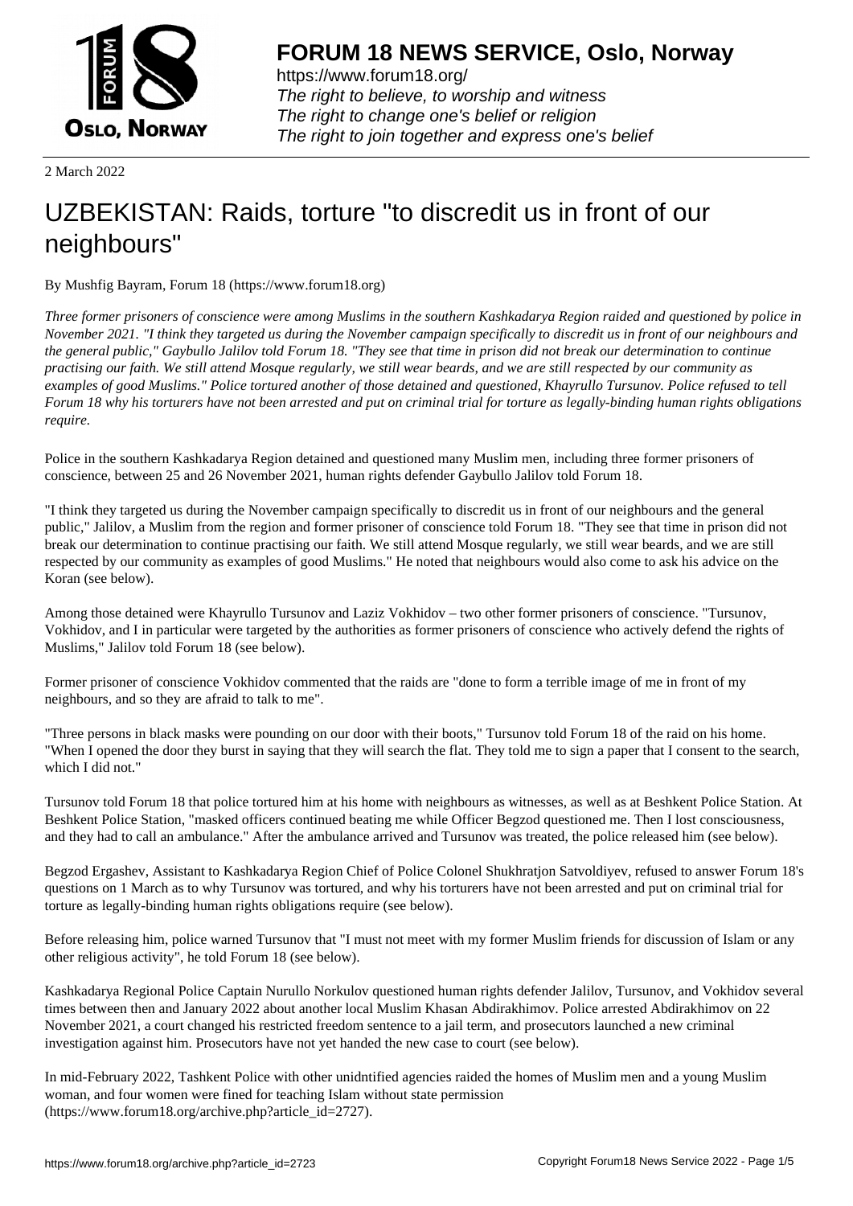2 March 2022

# UZBEKISTAN: Raids, torture "to discredit us in front of our neighbours"

By Mushfig Bayram, Forum 18 (https://www.forum18.org)

*Three former prisoners of conscience were among Muslims in the southern Kashkadarya Region raided and questioned by police in November 2021. "I think they targeted us during the November campaign specifically to discredit us in front of our neighbours and the general public," Gaybullo Jalilov told Forum 18. "They see that time in prison did not break our determination to continue practising our faith. We still attend Mosque regularly, we still wear beards, and we are still respected by our community as examples of good Muslims." Police tortured another of those detained and questioned, Khayrullo Tursunov. Police refused to tell Forum 18 why his torturers have not been arrested and put on criminal trial for torture as legally-binding human rights obligations require.*

Police in the southern Kashkadarya Region detained and questioned many Muslim men, including three former prisoners of conscience, between 25 and 26 November 2021, human rights defender Gaybullo Jalilov told Forum 18.

"I think they targeted us during the November campaign specifically to discredit us in front of our neighbours and the general public," Jalilov, a Muslim from the region and former prisoner of conscience told Forum 18. "They see that time in prison did not break our determination to continue practising our faith. We still attend Mosque regularly, we still wear beards, and we are still respected by our community as examples of good Muslims." He noted that neighbours would also come to ask his advice on the Koran (see below).

Among those detained were Khayrullo Tursunov and Laziz Vokhidov – two other former prisoners of conscience. "Tursunov, Vokhidov, and I in particular were targeted by the authorities as former prisoners of conscience who actively defend the rights of Muslims," Jalilov told Forum 18 (see below).

Former prisoner of conscience Vokhidov commented that the raids are "done to form a terrible image of me in front of my neighbours, and so they are afraid to talk to me".

"Three persons in black masks were pounding on our door with their boots," Tursunov told Forum 18 of the raid on his home. "When I opened the door they burst in saying that they will search the flat. They told me to sign a paper that I consent to the search, which I did not."

Tursunov told Forum 18 that police tortured him at his home with neighbours as witnesses, as well as at Beshkent Police Station. At Beshkent Police Station, "masked officers continued beating me while Officer Begzod questioned me. Then I lost consciousness, and they had to call an ambulance." After the ambulance arrived and Tursunov was treated, the police released him (see below).

Begzod Ergashev, Assistant to Kashkadarya Region Chief of Police Colonel Shukhratjon Satvoldiyev, refused to answer Forum 18's questions on 1 March as to why Tursunov was tortured, and why his torturers have not been arrested and put on criminal trial for torture as legally-binding human rights obligations require (see below).

Before releasing him, police warned Tursunov that "I must not meet with my former Muslim friends for discussion of Islam or any other religious activity", he told Forum 18 (see below).

Kashkadarya Regional Police Captain Nurullo Norkulov questioned human rights defender Jalilov, Tursunov, and Vokhidov several times between then and January 2022 about another local Muslim Khasan Abdirakhimov. Police arrested Abdirakhimov on 22 November 2021, a court changed his restricted freedom sentence to a jail term, and prosecutors launched a new criminal investigation against him. Prosecutors have not yet handed the new case to court (see below).

In mid-February 2022, Tashkent Police with other unidntified agencies raided the homes of Muslim men and a young Muslim woman, and four women were fined for teaching Islam without state permission (https://www.forum18.org/archive.php?article_id=2727).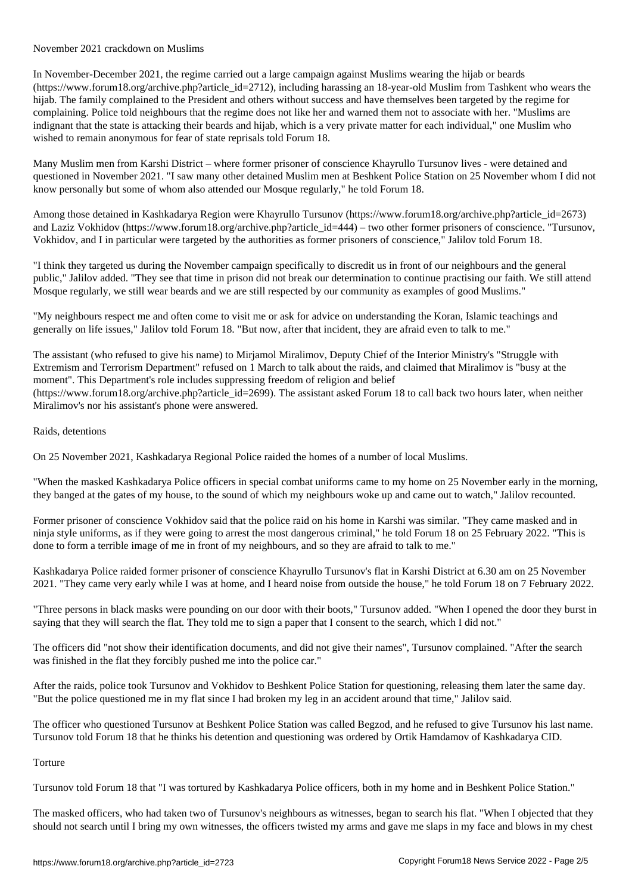## November 2021 crackdown on Muslims

In November-December 2021, the regime carried out a large campaign against Muslims wearing the hijab or beards (https://www.forum18.org/archive.php?article_id=2712), including harassing an 18-year-old Muslim from Tashkent who wears the hijab. The family complained to the President and others without success and have themselves been targeted by the regime for complaining. Police told neighbours that the regime does not like her and warned them not to associate with her. "Muslims are indignant that the state is attacking their beards and hijab, which is a very private matter for each individual," one Muslim who wished to remain anonymous for fear of state reprisals told Forum 18.

Many Muslim men from Karshi District – where former prisoner of conscience Khayrullo Tursunov lives - were detained and questioned in November 2021. "I saw many other detained Muslim men at Beshkent Police Station on 25 November whom I did not know personally but some of whom also attended our Mosque regularly," he told Forum 18.

Among those detained in Kashkadarya Region were Khayrullo Tursunov (https://www.forum18.org/archive.php?article_id=2673) and Laziz Vokhidov (https://www.forum18.org/archive.php?article_id=444) – two other former prisoners of conscience. "Tursunov, Vokhidov, and I in particular were targeted by the authorities as former prisoners of conscience," Jalilov told Forum 18.

"I think they targeted us during the November campaign specifically to discredit us in front of our neighbours and the general public," Jalilov added. "They see that time in prison did not break our determination to continue practising our faith. We still attend Mosque regularly, we still wear beards and we are still respected by our community as examples of good Muslims."

"My neighbours respect me and often come to visit me or ask for advice on understanding the Koran, Islamic teachings and generally on life issues," Jalilov told Forum 18. "But now, after that incident, they are afraid even to talk to me."

The assistant (who refused to give his name) to Mirjamol Miralimov, Deputy Chief of the Interior Ministry's "Struggle with Extremism and Terrorism Department" refused on 1 March to talk about the raids, and claimed that Miralimov is "busy at the moment". This Department's role includes suppressing freedom of religion and belief (https://www.forum18.org/archive.php?article_id=2699). The assistant asked Forum 18 to call back two hours later, when neither Miralimov's nor his assistant's phone were answered.

## Raids, detentions

On 25 November 2021, Kashkadarya Regional Police raided the homes of a number of local Muslims.

"When the masked Kashkadarya Police officers in special combat uniforms came to my home on 25 November early in the morning, they banged at the gates of my house, to the sound of which my neighbours woke up and came out to watch," Jalilov recounted.

Former prisoner of conscience Vokhidov said that the police raid on his home in Karshi was similar. "They came masked and in ninja style uniforms, as if they were going to arrest the most dangerous criminal," he told Forum 18 on 25 February 2022. "This is done to form a terrible image of me in front of my neighbours, and so they are afraid to talk to me."

Kashkadarya Police raided former prisoner of conscience Khayrullo Tursunov's flat in Karshi District at 6.30 am on 25 November 2021. "They came very early while I was at home, and I heard noise from outside the house," he told Forum 18 on 7 February 2022.

"Three persons in black masks were pounding on our door with their boots," Tursunov added. "When I opened the door they burst in saying that they will search the flat. They told me to sign a paper that I consent to the search, which I did not."

The officers did "not show their identification documents, and did not give their names", Tursunov complained. "After the search was finished in the flat they forcibly pushed me into the police car."

After the raids, police took Tursunov and Vokhidov to Beshkent Police Station for questioning, releasing them later the same day. "But the police questioned me in my flat since I had broken my leg in an accident around that time," Jalilov said.

The officer who questioned Tursunov at Beshkent Police Station was called Begzod, and he refused to give Tursunov his last name. Tursunov told Forum 18 that he thinks his detention and questioning was ordered by Ortik Hamdamov of Kashkadarya CID.

## Torture

Tursunov told Forum 18 that "I was tortured by Kashkadarya Police officers, both in my home and in Beshkent Police Station."

The masked officers, who had taken two of Tursunov's neighbours as witnesses, began to search his flat. "When I objected that they should not search until I bring my own witnesses, the officers twisted my arms and gave me slaps in my face and blows in my chest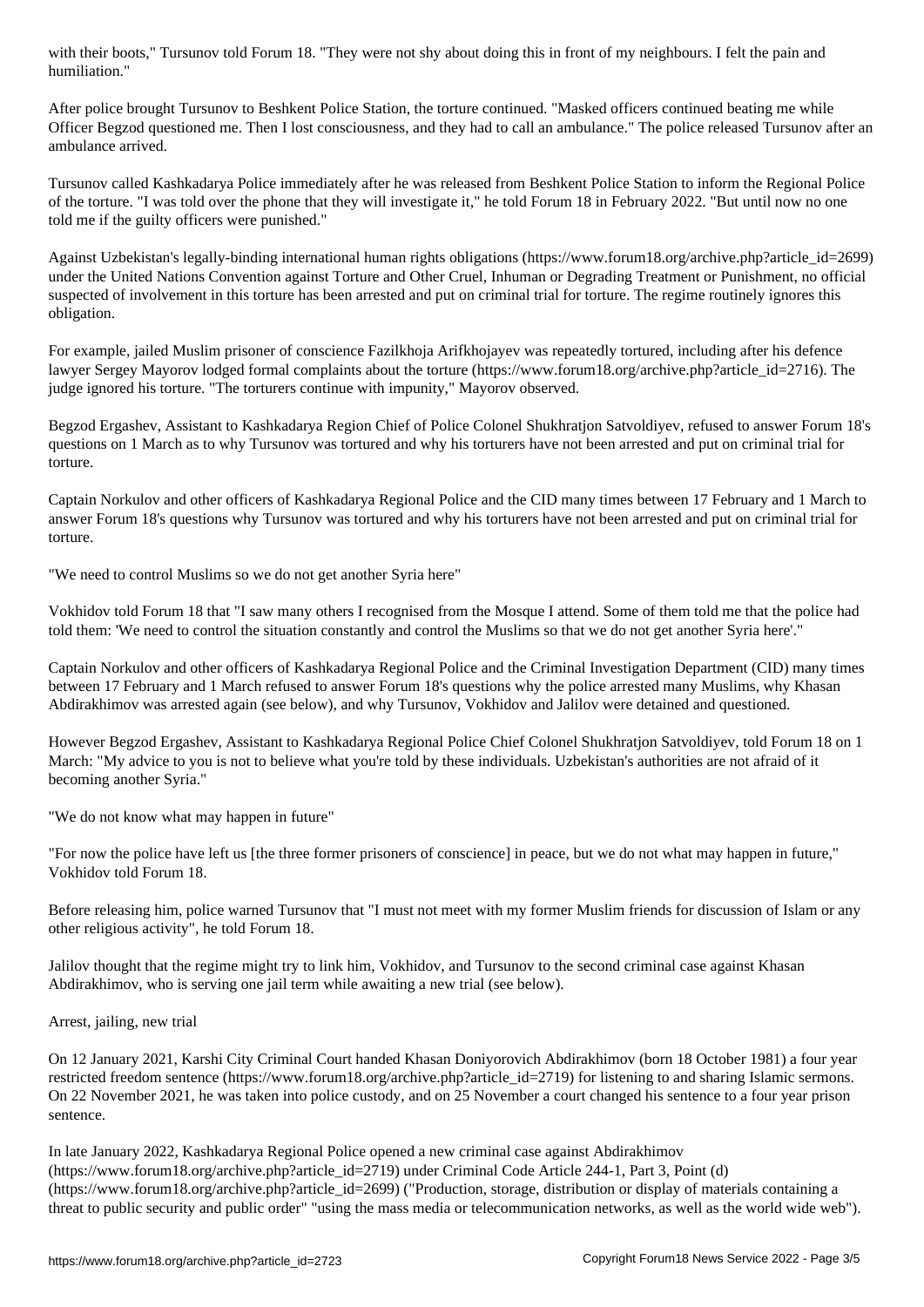with their boots," Tursunov told Forum 18. "They were not shy about doing this in front of my neighbours. I felt the pain and humiliation."

After police brought Tursunov to Beshkent Police Station, the torture continued. "Masked officers continued beating me while Officer Begzod questioned me. Then I lost consciousness, and they had to call an ambulance." The police released Tursunov after an ambulance arrived.

Tursunov called Kashkadarya Police immediately after he was released from Beshkent Police Station to inform the Regional Police of the torture. "I was told over the phone that they will investigate it," he told Forum 18 in February 2022. "But until now no one told me if the guilty officers were punished."

Against Uzbekistan's legally-binding international human rights obligations (https://www.forum18.org/archive.php?article_id=2699) under the United Nations Convention against Torture and Other Cruel, Inhuman or Degrading Treatment or Punishment, no official suspected of involvement in this torture has been arrested and put on criminal trial for torture. The regime routinely ignores this obligation.

For example, jailed Muslim prisoner of conscience Fazilkhoja Arifkhojayev was repeatedly tortured, including after his defence lawyer Sergey Mayorov lodged formal complaints about the torture (https://www.forum18.org/archive.php?article_id=2716). The judge ignored his torture. "The torturers continue with impunity," Mayorov observed.

Begzod Ergashev, Assistant to Kashkadarya Region Chief of Police Colonel Shukhratjon Satvoldiyev, refused to answer Forum 18's questions on 1 March as to why Tursunov was tortured and why his torturers have not been arrested and put on criminal trial for torture.

Captain Norkulov and other officers of Kashkadarya Regional Police and the CID many times between 17 February and 1 March to answer Forum 18's questions why Tursunov was tortured and why his torturers have not been arrested and put on criminal trial for torture.

"We need to control Muslims so we do not get another Syria here"

Vokhidov told Forum 18 that "I saw many others I recognised from the Mosque I attend. Some of them told me that the police had told them: 'We need to control the situation constantly and control the Muslims so that we do not get another Syria here'."

Captain Norkulov and other officers of Kashkadarya Regional Police and the Criminal Investigation Department (CID) many times between 17 February and 1 March refused to answer Forum 18's questions why the police arrested many Muslims, why Khasan Abdirakhimov was arrested again (see below), and why Tursunov, Vokhidov and Jalilov were detained and questioned.

However Begzod Ergashev, Assistant to Kashkadarya Regional Police Chief Colonel Shukhratjon Satvoldiyev, told Forum 18 on 1 March: "My advice to you is not to believe what you're told by these individuals. Uzbekistan's authorities are not afraid of it becoming another Syria."

"We do not know what may happen in future"

"For now the police have left us [the three former prisoners of conscience] in peace, but we do not what may happen in future," Vokhidov told Forum 18.

Before releasing him, police warned Tursunov that "I must not meet with my former Muslim friends for discussion of Islam or any other religious activity", he told Forum 18.

Jalilov thought that the regime might try to link him, Vokhidov, and Tursunov to the second criminal case against Khasan Abdirakhimov, who is serving one jail term while awaiting a new trial (see below).

Arrest, jailing, new trial

On 12 January 2021, Karshi City Criminal Court handed Khasan Doniyorovich Abdirakhimov (born 18 October 1981) a four year restricted freedom sentence (https://www.forum18.org/archive.php?article_id=2719) for listening to and sharing Islamic sermons. On 22 November 2021, he was taken into police custody, and on 25 November a court changed his sentence to a four year prison sentence.

In late January 2022, Kashkadarya Regional Police opened a new criminal case against Abdirakhimov (https://www.forum18.org/archive.php?article_id=2719) under Criminal Code Article 244-1, Part 3, Point (d) (https://www.forum18.org/archive.php?article_id=2699) ("Production, storage, distribution or display of materials containing a threat to public security and public order" "using the mass media or telecommunication networks, as well as the world wide web").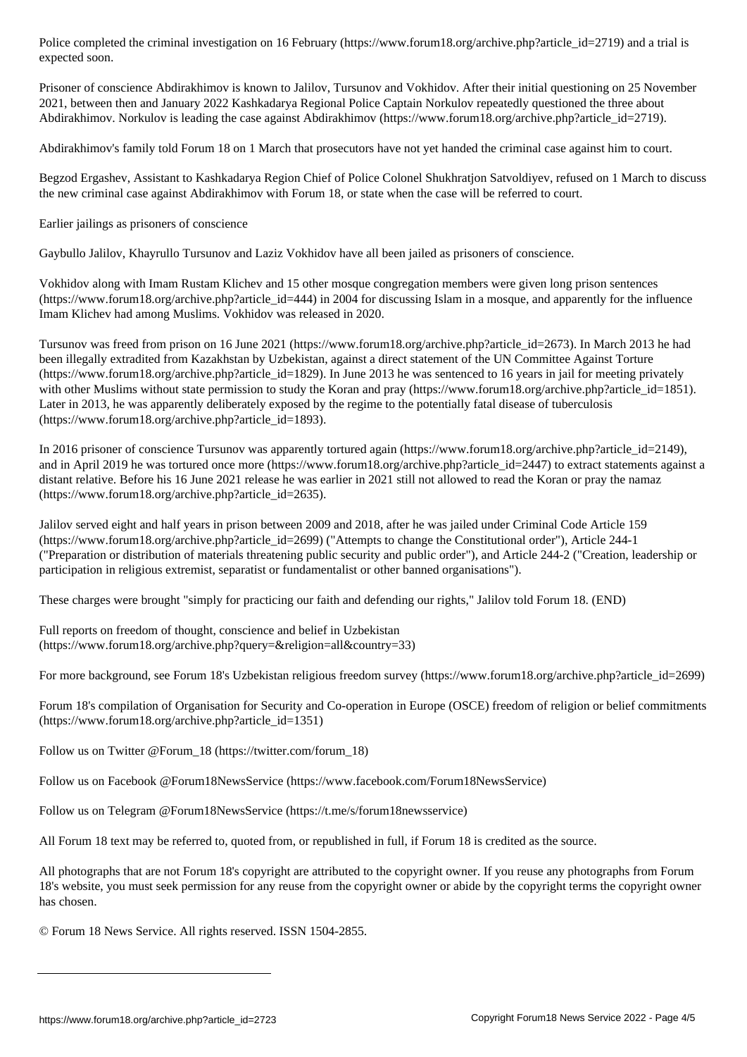Police completed the criminal investigation on 16 February (https://www.forum18.org/archive.php?article_id=2719) and a trial is expected soon.

Prisoner of conscience Abdirakhimov is known to Jalilov, Tursunov and Vokhidov. After their initial questioning on 25 November 2021, between then and January 2022 Kashkadarya Regional Police Captain Norkulov repeatedly questioned the three about Abdirakhimov. Norkulov is leading the case against Abdirakhimov (https://www.forum18.org/archive.php?article_id=2719).

Abdirakhimov's family told Forum 18 on 1 March that prosecutors have not yet handed the criminal case against him to court.

Begzod Ergashev, Assistant to Kashkadarya Region Chief of Police Colonel Shukhratjon Satvoldiyev, refused on 1 March to discuss the new criminal case against Abdirakhimov with Forum 18, or state when the case will be referred to court.

Earlier jailings as prisoners of conscience

Gaybullo Jalilov, Khayrullo Tursunov and Laziz Vokhidov have all been jailed as prisoners of conscience.

Vokhidov along with Imam Rustam Klichev and 15 other mosque congregation members were given long prison sentences (https://www.forum18.org/archive.php?article_id=444) in 2004 for discussing Islam in a mosque, and apparently for the influence Imam Klichev had among Muslims. Vokhidov was released in 2020.

Tursunov was freed from prison on 16 June 2021 (https://www.forum18.org/archive.php?article_id=2673). In March 2013 he had been illegally extradited from Kazakhstan by Uzbekistan, against a direct statement of the UN Committee Against Torture (https://www.forum18.org/archive.php?article_id=1829). In June 2013 he was sentenced to 16 years in jail for meeting privately with other Muslims without state permission to study the Koran and pray (https://www.forum18.org/archive.php?article_id=1851). Later in 2013, he was apparently deliberately exposed by the regime to the potentially fatal disease of tuberculosis (https://www.forum18.org/archive.php?article_id=1893).

In 2016 prisoner of conscience Tursunov was apparently tortured again (https://www.forum18.org/archive.php?article_id=2149), and in April 2019 he was tortured once more (https://www.forum18.org/archive.php?article_id=2447) to extract statements against a distant relative. Before his 16 June 2021 release he was earlier in 2021 still not allowed to read the Koran or pray the namaz (https://www.forum18.org/archive.php?article_id=2635).

Jalilov served eight and half years in prison between 2009 and 2018, after he was jailed under Criminal Code Article 159 (https://www.forum18.org/archive.php?article_id=2699) ("Attempts to change the Constitutional order"), Article 244-1 ("Preparation or distribution of materials threatening public security and public order"), and Article 244-2 ("Creation, leadership or participation in religious extremist, separatist or fundamentalist or other banned organisations").

These charges were brought "simply for practicing our faith and defending our rights," Jalilov told Forum 18. (END)

Full reports on freedom of thought, conscience and belief in Uzbekistan (https://www.forum18.org/archive.php?query=&religion=all&country=33)

For more background, see Forum 18's Uzbekistan religious freedom survey (https://www.forum18.org/archive.php?article_id=2699)

Forum 18's compilation of Organisation for Security and Co-operation in Europe (OSCE) freedom of religion or belief commitments (https://www.forum18.org/archive.php?article_id=1351)

Follow us on Twitter @Forum_18 (https://twitter.com/forum_18)

Follow us on Facebook @Forum18NewsService (https://www.facebook.com/Forum18NewsService)

Follow us on Telegram @Forum18NewsService (https://t.me/s/forum18newsservice)

All Forum 18 text may be referred to, quoted from, or republished in full, if Forum 18 is credited as the source.

All photographs that are not Forum 18's copyright are attributed to the copyright owner. If you reuse any photographs from Forum 18's website, you must seek permission for any reuse from the copyright owner or abide by the copyright terms the copyright owner has chosen.

© Forum 18 News Service. All rights reserved. ISSN 1504-2855.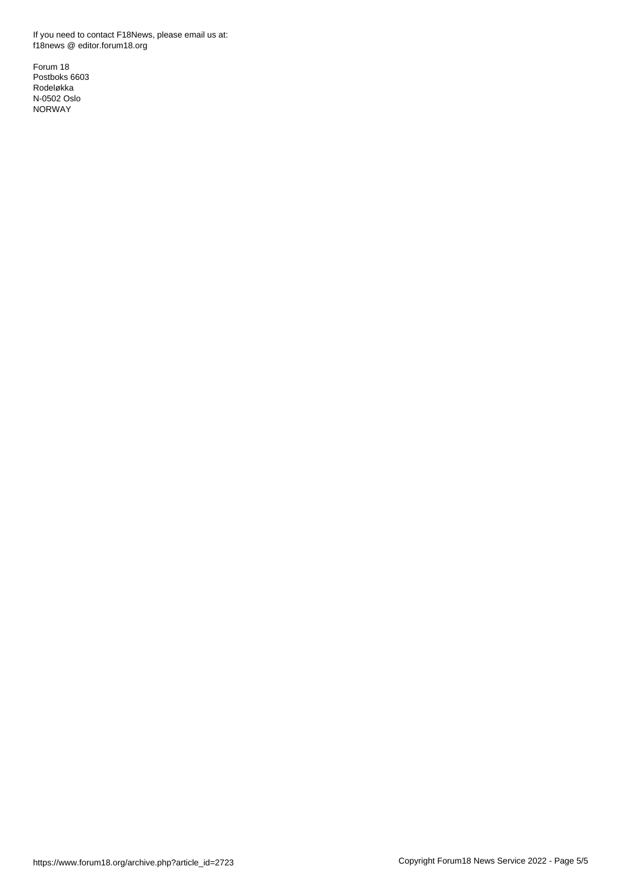If you need to contact F18News, please email us at:
f18news @ editor.forum18.org

Forum 18
Postboks 6603
Rodeløkka
N-0502 Oslo
NORWAY